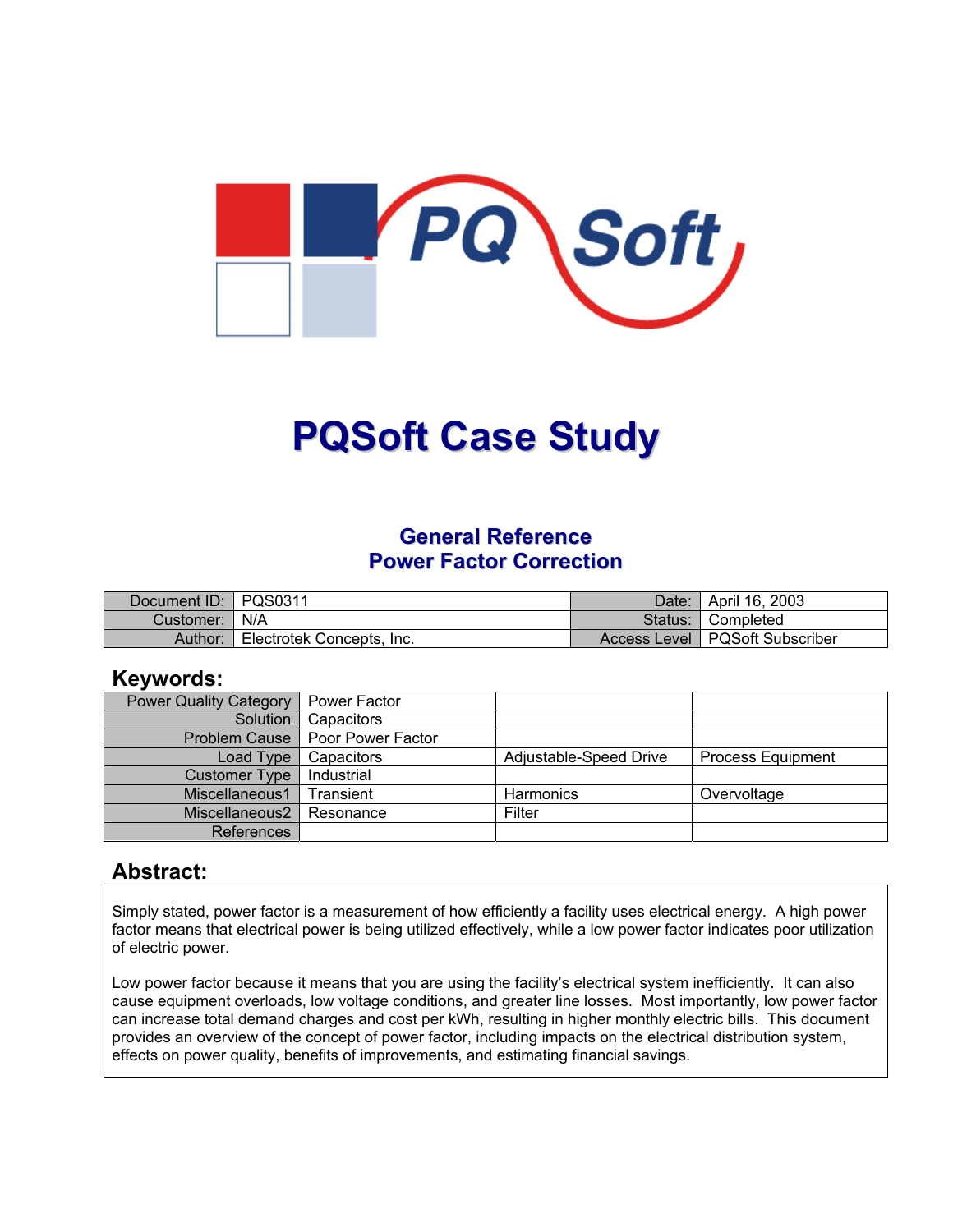# PQSoft Case Study

## General Reference
## Power Factor Correction

| Document ID: | PQS0311 | Date: | April 16, 2003 |
|---|---|---|---|
| Customer: | N/A | Status: | Completed |
| Author: | Electrotek Concepts, Inc. | Access Level | PQSoft Subscriber |

## Keywords:

| | | | |
|---|---|---|---|
| Power Quality Category | Power Factor | | |
| Solution | Capacitors | | |
| Problem Cause | Poor Power Factor | | |
| Load Type | Capacitors | Adjustable-Speed Drive | Process Equipment |
| Customer Type | Industrial | | |
| Miscellaneous1 | Transient | Harmonics | Overvoltage |
| Miscellaneous2 | Resonance | Filter | |
| References | | | |

## Abstract:

Simply stated, power factor is a measurement of how efficiently a facility uses electrical energy. A high power factor means that electrical power is being utilized effectively, while a low power factor indicates poor utilization of electric power.

Low power factor because it means that you are using the facility's electrical system inefficiently. It can also cause equipment overloads, low voltage conditions, and greater line losses. Most importantly, low power factor can increase total demand charges and cost per kWh, resulting in higher monthly electric bills. This document provides an overview of the concept of power factor, including impacts on the electrical distribution system, effects on power quality, benefits of improvements, and estimating financial savings.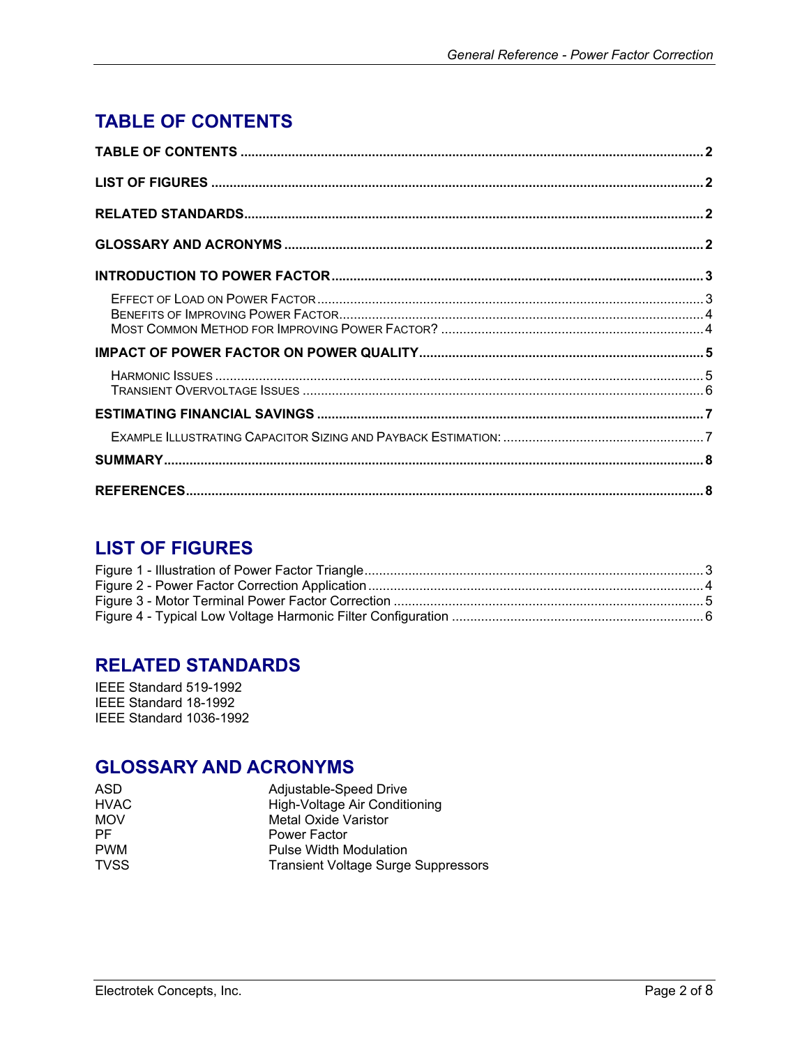## TABLE OF CONTENTS

**TABLE OF CONTENTS** .......... **2**

**LIST OF FIGURES** .......... **2**

**RELATED STANDARDS** .......... **2**

**GLOSSARY AND ACRONYMS** .......... **2**

**INTRODUCTION TO POWER FACTOR** .......... **3**

- Effect of Load on Power Factor .......... 3
- Benefits of Improving Power Factor .......... 4
- Most Common Method for Improving Power Factor? .......... 4

**IMPACT OF POWER FACTOR ON POWER QUALITY** .......... **5**

- Harmonic Issues .......... 5
- Transient Overvoltage Issues .......... 6

**ESTIMATING FINANCIAL SAVINGS** .......... **7**

- Example Illustrating Capacitor Sizing and Payback Estimation: .......... 7

**SUMMARY** .......... **8**

**REFERENCES** .......... **8**

## LIST OF FIGURES

Figure 1 - Illustration of Power Factor Triangle .......... 3
Figure 2 - Power Factor Correction Application .......... 4
Figure 3 - Motor Terminal Power Factor Correction .......... 5
Figure 4 - Typical Low Voltage Harmonic Filter Configuration .......... 6

## RELATED STANDARDS

IEEE Standard 519-1992
IEEE Standard 18-1992
IEEE Standard 1036-1992

## GLOSSARY AND ACRONYMS

| | |
|---|---|
| ASD | Adjustable-Speed Drive |
| HVAC | High-Voltage Air Conditioning |
| MOV | Metal Oxide Varistor |
| PF | Power Factor |
| PWM | Pulse Width Modulation |
| TVSS | Transient Voltage Surge Suppressors |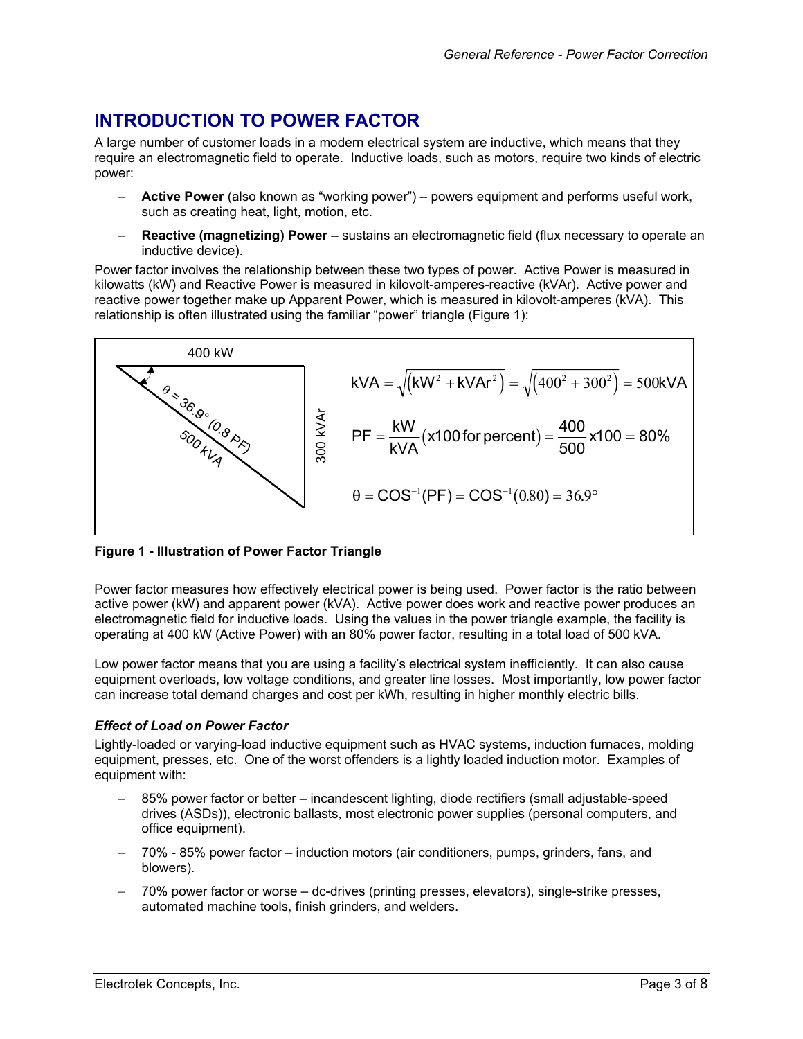## INTRODUCTION TO POWER FACTOR

A large number of customer loads in a modern electrical system are inductive, which means that they require an electromagnetic field to operate. Inductive loads, such as motors, require two kinds of electric power:

- **Active Power** (also known as "working power") – powers equipment and performs useful work, such as creating heat, light, motion, etc.
- **Reactive (magnetizing) Power** – sustains an electromagnetic field (flux necessary to operate an inductive device).

Power factor involves the relationship between these two types of power. Active Power is measured in kilowatts (kW) and Reactive Power is measured in kilovolt-amperes-reactive (kVAr). Active power and reactive power together make up Apparent Power, which is measured in kilovolt-amperes (kVA). This relationship is often illustrated using the familiar "power" triangle (Figure 1):

400 kW

$\theta = 36.9°$ (0.8 PF)

500 kVA

300 kVAr

$$\text{kVA} = \sqrt{\left(\text{kW}^2 + \text{kVAr}^2\right)} = \sqrt{\left(400^2 + 300^2\right)} = 500\text{kVA}$$

$$\text{PF} = \frac{\text{kW}}{\text{kVA}}(\text{x100 for percent}) = \frac{400}{500}\text{x}100 = 80\%$$

$$\theta = \text{COS}^{-1}(\text{PF}) = \text{COS}^{-1}(0.80) = 36.9°$$

**Figure 1 - Illustration of Power Factor Triangle**

Power factor measures how effectively electrical power is being used. Power factor is the ratio between active power (kW) and apparent power (kVA). Active power does work and reactive power produces an electromagnetic field for inductive loads. Using the values in the power triangle example, the facility is operating at 400 kW (Active Power) with an 80% power factor, resulting in a total load of 500 kVA.

Low power factor means that you are using a facility's electrical system inefficiently. It can also cause equipment overloads, low voltage conditions, and greater line losses. Most importantly, low power factor can increase total demand charges and cost per kWh, resulting in higher monthly electric bills.

### *Effect of Load on Power Factor*

Lightly-loaded or varying-load inductive equipment such as HVAC systems, induction furnaces, molding equipment, presses, etc. One of the worst offenders is a lightly loaded induction motor. Examples of equipment with:

- 85% power factor or better – incandescent lighting, diode rectifiers (small adjustable-speed drives (ASDs)), electronic ballasts, most electronic power supplies (personal computers, and office equipment).
- 70% - 85% power factor – induction motors (air conditioners, pumps, grinders, fans, and blowers).
- 70% power factor or worse – dc-drives (printing presses, elevators), single-strike presses, automated machine tools, finish grinders, and welders.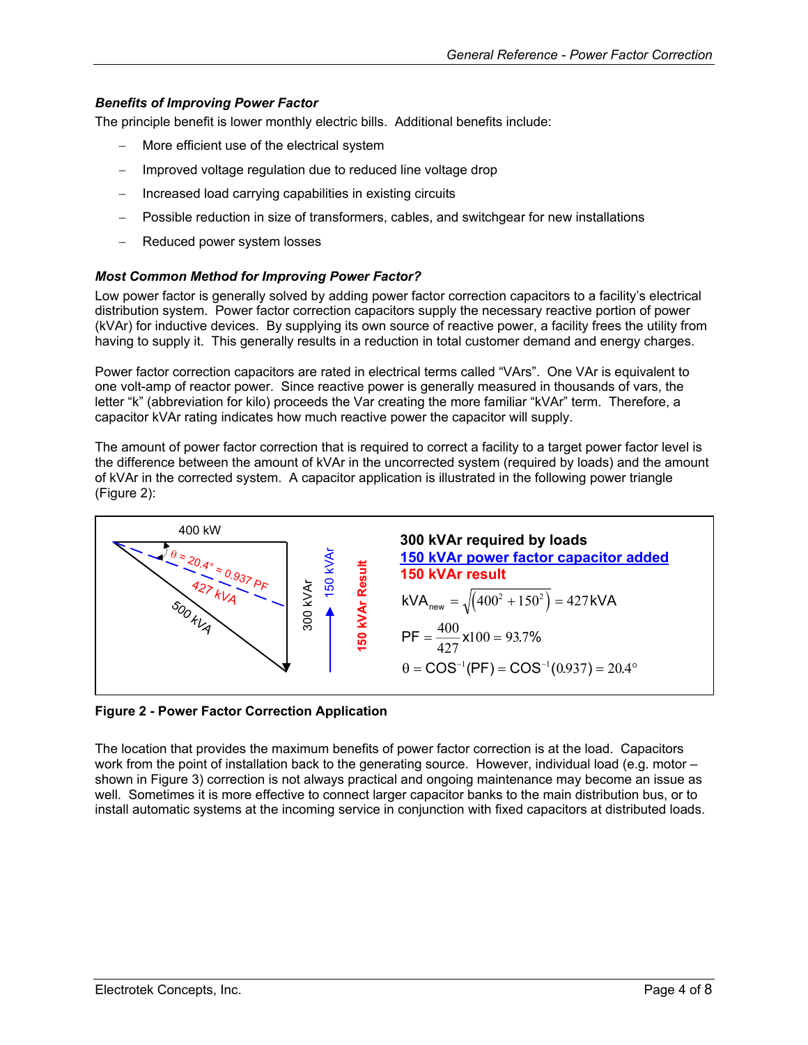### *Benefits of Improving Power Factor*

The principle benefit is lower monthly electric bills. Additional benefits include:

- More efficient use of the electrical system
- Improved voltage regulation due to reduced line voltage drop
- Increased load carrying capabilities in existing circuits
- Possible reduction in size of transformers, cables, and switchgear for new installations
- Reduced power system losses

### *Most Common Method for Improving Power Factor?*

Low power factor is generally solved by adding power factor correction capacitors to a facility's electrical distribution system. Power factor correction capacitors supply the necessary reactive portion of power (kVAr) for inductive devices. By supplying its own source of reactive power, a facility frees the utility from having to supply it. This generally results in a reduction in total customer demand and energy charges.

Power factor correction capacitors are rated in electrical terms called "VArs". One VAr is equivalent to one volt-amp of reactor power. Since reactive power is generally measured in thousands of vars, the letter "k" (abbreviation for kilo) proceeds the Var creating the more familiar "kVAr" term. Therefore, a capacitor kVAr rating indicates how much reactive power the capacitor will supply.

The amount of power factor correction that is required to correct a facility to a target power factor level is the difference between the amount of kVAr in the uncorrected system (required by loads) and the amount of kVAr in the corrected system. A capacitor application is illustrated in the following power triangle (Figure 2):

400 kW

$\theta = 20.4° = 0.937$ PF

427 kVA

500 kVA

300 kVAr

150 kVAr

150 kVAr Result

**300 kVAr required by loads**
**150 kVAr power factor capacitor added**
**150 kVAr result**

$$\text{kVA}_{new} = \sqrt{\left(400^2 + 150^2\right)} = 427\,\text{kVA}$$

$$\text{PF} = \frac{400}{427}\text{x}100 = 93.7\%$$

$$\theta = \text{COS}^{-1}(\text{PF}) = \text{COS}^{-1}(0.937) = 20.4°$$

**Figure 2 - Power Factor Correction Application**

The location that provides the maximum benefits of power factor correction is at the load. Capacitors work from the point of installation back to the generating source. However, individual load (e.g. motor – shown in Figure 3) correction is not always practical and ongoing maintenance may become an issue as well. Sometimes it is more effective to connect larger capacitor banks to the main distribution bus, or to install automatic systems at the incoming service in conjunction with fixed capacitors at distributed loads.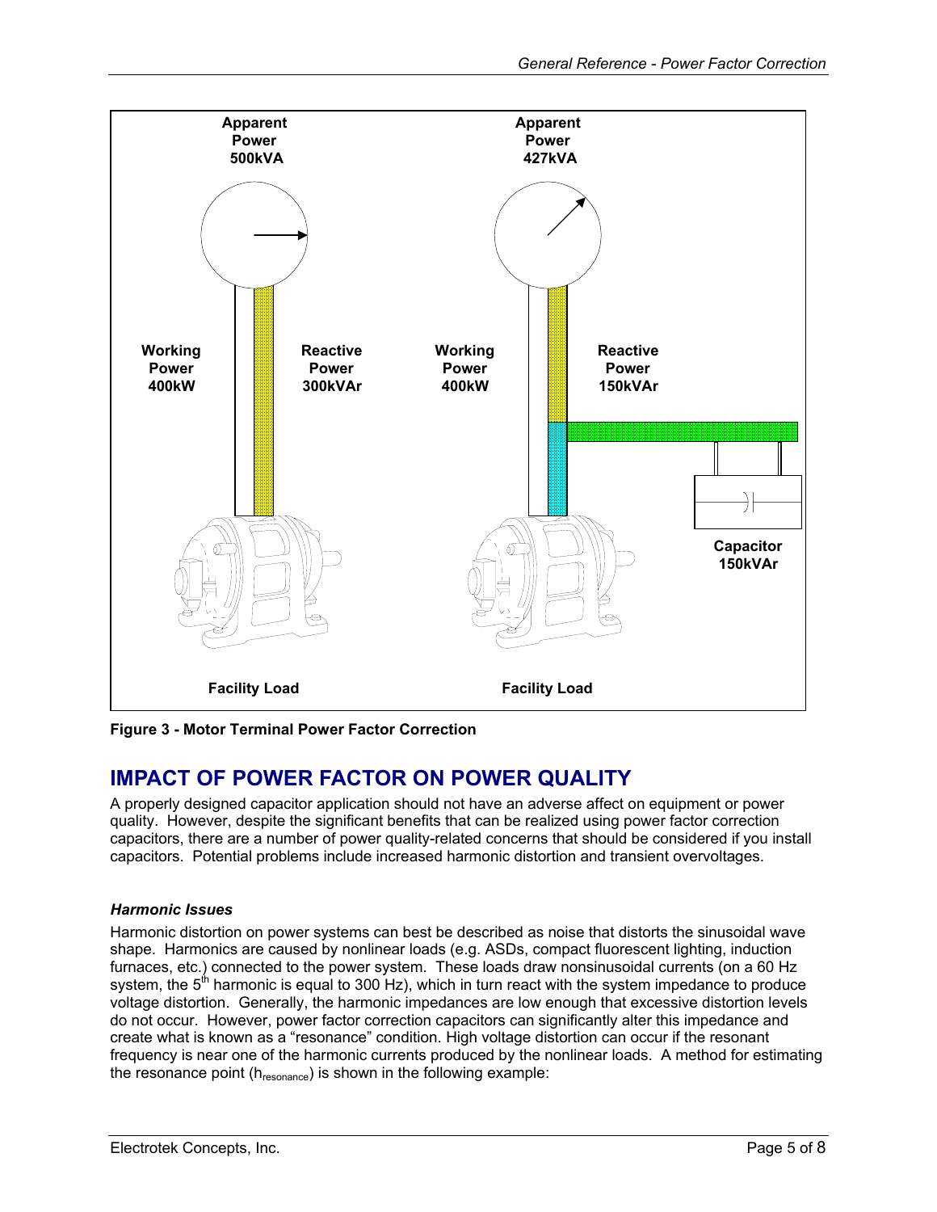Apparent Power 500kVA

Working Power 400kW

Reactive Power 300kVAr

Facility Load

Apparent Power 427kVA

Working Power 400kW

Reactive Power 150kVAr

Capacitor 150kVAr

Facility Load

**Figure 3 - Motor Terminal Power Factor Correction**

## IMPACT OF POWER FACTOR ON POWER QUALITY

A properly designed capacitor application should not have an adverse affect on equipment or power quality. However, despite the significant benefits that can be realized using power factor correction capacitors, there are a number of power quality-related concerns that should be considered if you install capacitors. Potential problems include increased harmonic distortion and transient overvoltages.

### *Harmonic Issues*

Harmonic distortion on power systems can best be described as noise that distorts the sinusoidal wave shape. Harmonics are caused by nonlinear loads (e.g. ASDs, compact fluorescent lighting, induction furnaces, etc.) connected to the power system. These loads draw nonsinusoidal currents (on a 60 Hz system, the $5^{th}$ harmonic is equal to 300 Hz), which in turn react with the system impedance to produce voltage distortion. Generally, the harmonic impedances are low enough that excessive distortion levels do not occur. However, power factor correction capacitors can significantly alter this impedance and create what is known as a "resonance" condition. High voltage distortion can occur if the resonant frequency is near one of the harmonic currents produced by the nonlinear loads. A method for estimating the resonance point ($h_{resonance}$) is shown in the following example: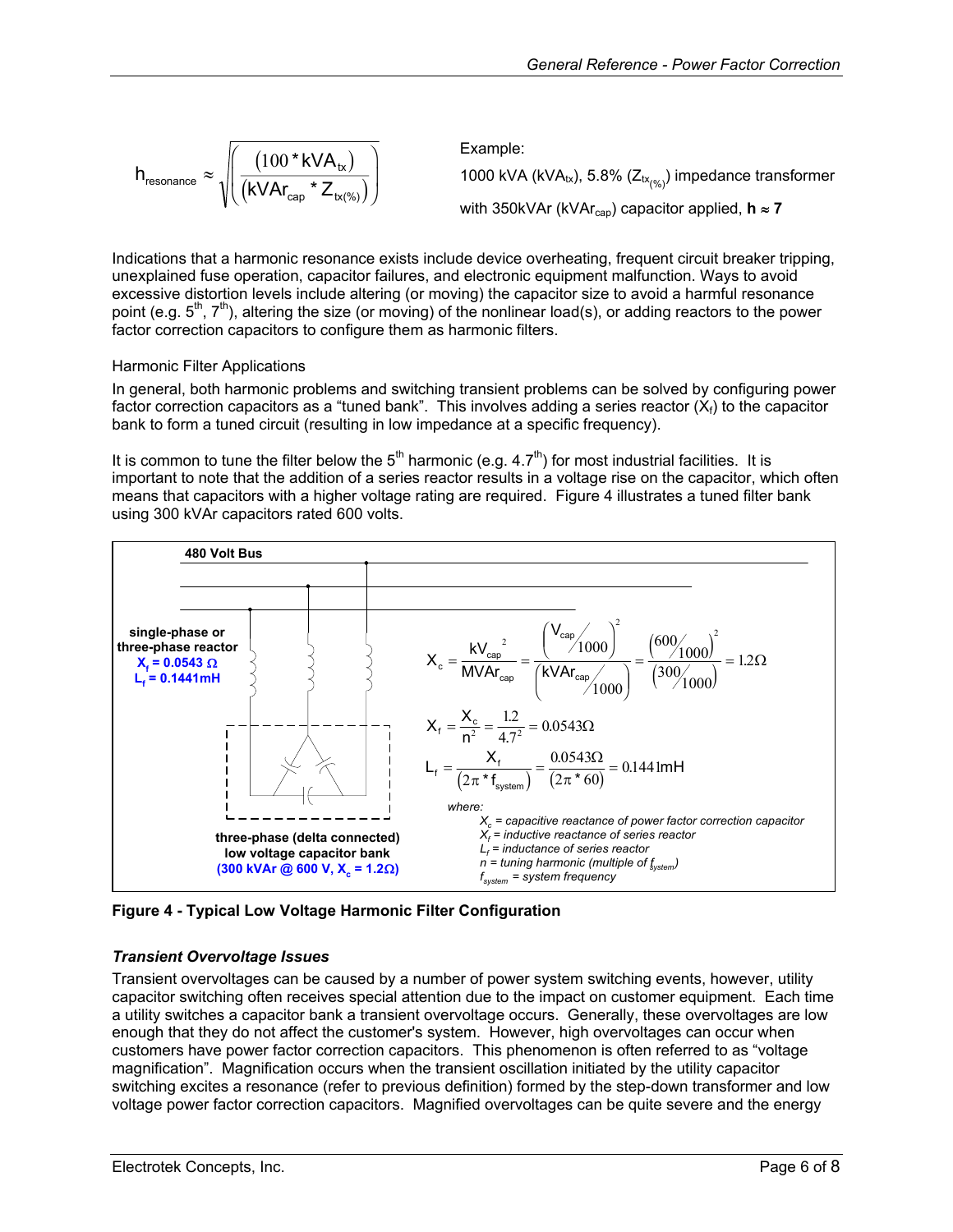$$h_{resonance} \approx \sqrt{\left(\frac{(100 * kVA_{tx})}{(kVAr_{cap} * Z_{tx(\%)})}\right)}$$

Example:

1000 kVA ($kVA_{tx}$), 5.8% ($Z_{tx_{(\%)}}$) impedance transformer with 350kVAr ($kVAr_{cap}$) capacitor applied, **h ≈ 7**

Indications that a harmonic resonance exists include device overheating, frequent circuit breaker tripping, unexplained fuse operation, capacitor failures, and electronic equipment malfunction. Ways to avoid excessive distortion levels include altering (or moving) the capacitor size to avoid a harmful resonance point (e.g. $5^{th}$, $7^{th}$), altering the size (or moving) of the nonlinear load(s), or adding reactors to the power factor correction capacitors to configure them as harmonic filters.

Harmonic Filter Applications

In general, both harmonic problems and switching transient problems can be solved by configuring power factor correction capacitors as a "tuned bank". This involves adding a series reactor ($X_f$) to the capacitor bank to form a tuned circuit (resulting in low impedance at a specific frequency).

It is common to tune the filter below the $5^{th}$ harmonic (e.g. $4.7^{th}$) for most industrial facilities. It is important to note that the addition of a series reactor results in a voltage rise on the capacitor, which often means that capacitors with a higher voltage rating are required. Figure 4 illustrates a tuned filter bank using 300 kVAr capacitors rated 600 volts.

480 Volt Bus

single-phase or three-phase reactor
**$X_f$ = 0.0543 Ω**
**$L_f$ = 0.1441mH**

three-phase (delta connected) low voltage capacitor bank
**(300 kVAr @ 600 V, $X_c$ = 1.2Ω)**

$$X_c = \frac{kV_{cap}^2}{MVAr_{cap}} = \frac{\left(\frac{V_{cap}}{1000}\right)^2}{\left(\frac{kVAr_{cap}}{1000}\right)} = \frac{\left(\frac{600}{1000}\right)^2}{\left(\frac{300}{1000}\right)} = 1.2\Omega$$

$$X_f = \frac{X_c}{n^2} = \frac{1.2}{4.7^2} = 0.0543\Omega$$

$$L_f = \frac{X_f}{(2\pi * f_{system})} = \frac{0.0543\Omega}{(2\pi * 60)} = 0.1441mH$$

*where:*
*$X_c$ = capacitive reactance of power factor correction capacitor*
*$X_f$ = inductive reactance of series reactor*
*$L_f$ = inductance of series reactor*
*n = tuning harmonic (multiple of $f_{system}$)*
*$f_{system}$ = system frequency*

**Figure 4 - Typical Low Voltage Harmonic Filter Configuration**

### *Transient Overvoltage Issues*

Transient overvoltages can be caused by a number of power system switching events, however, utility capacitor switching often receives special attention due to the impact on customer equipment. Each time a utility switches a capacitor bank a transient overvoltage occurs. Generally, these overvoltages are low enough that they do not affect the customer's system. However, high overvoltages can occur when customers have power factor correction capacitors. This phenomenon is often referred to as "voltage magnification". Magnification occurs when the transient oscillation initiated by the utility capacitor switching excites a resonance (refer to previous definition) formed by the step-down transformer and low voltage power factor correction capacitors. Magnified overvoltages can be quite severe and the energy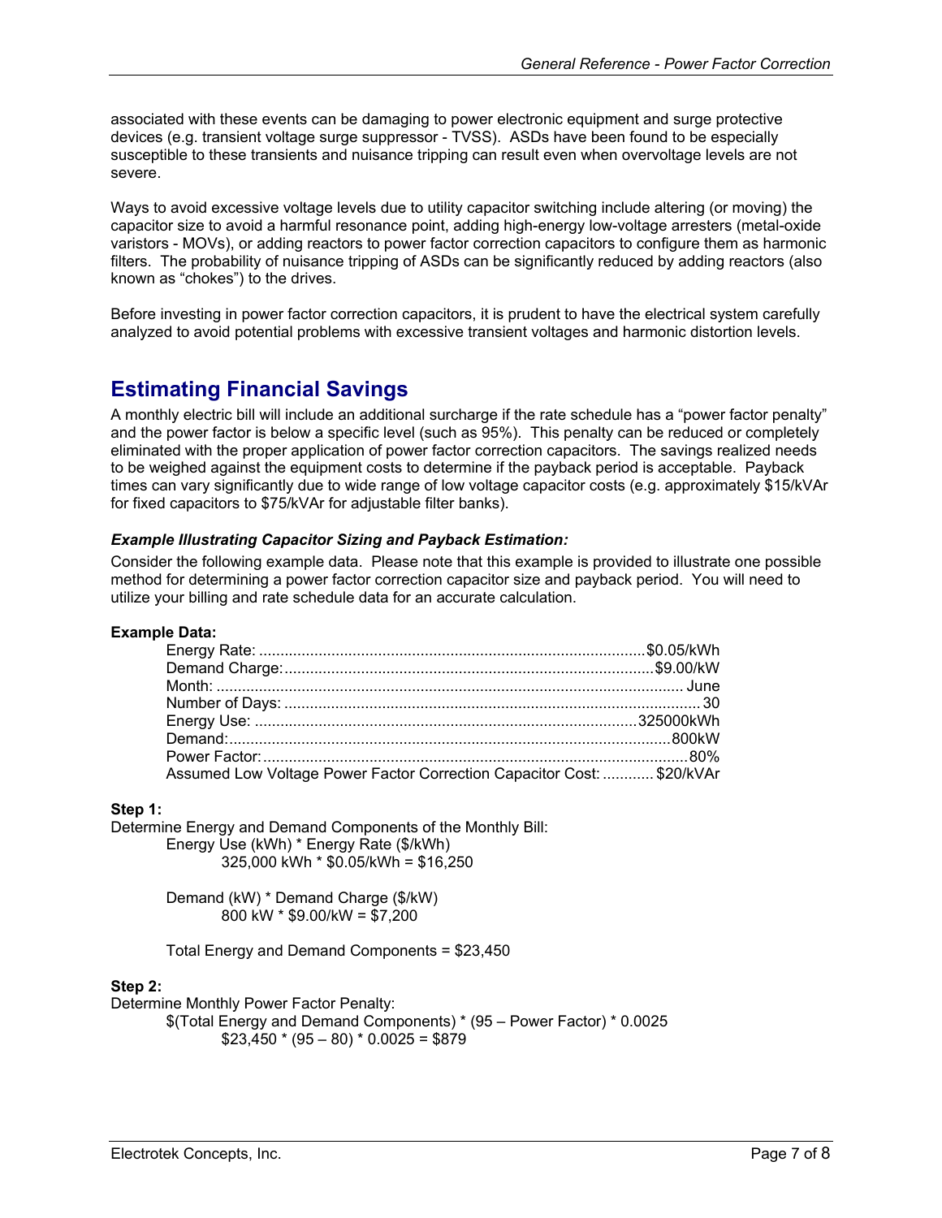associated with these events can be damaging to power electronic equipment and surge protective devices (e.g. transient voltage surge suppressor - TVSS). ASDs have been found to be especially susceptible to these transients and nuisance tripping can result even when overvoltage levels are not severe.

Ways to avoid excessive voltage levels due to utility capacitor switching include altering (or moving) the capacitor size to avoid a harmful resonance point, adding high-energy low-voltage arresters (metal-oxide varistors - MOVs), or adding reactors to power factor correction capacitors to configure them as harmonic filters. The probability of nuisance tripping of ASDs can be significantly reduced by adding reactors (also known as "chokes") to the drives.

Before investing in power factor correction capacitors, it is prudent to have the electrical system carefully analyzed to avoid potential problems with excessive transient voltages and harmonic distortion levels.

## Estimating Financial Savings

A monthly electric bill will include an additional surcharge if the rate schedule has a "power factor penalty" and the power factor is below a specific level (such as 95%). This penalty can be reduced or completely eliminated with the proper application of power factor correction capacitors. The savings realized needs to be weighed against the equipment costs to determine if the payback period is acceptable. Payback times can vary significantly due to wide range of low voltage capacitor costs (e.g. approximately $15/kVAr for fixed capacitors to $75/kVAr for adjustable filter banks).

### *Example Illustrating Capacitor Sizing and Payback Estimation:*

Consider the following example data. Please note that this example is provided to illustrate one possible method for determining a power factor correction capacitor size and payback period. You will need to utilize your billing and rate schedule data for an accurate calculation.

**Example Data:**

- Energy Rate: .......... $0.05/kWh
- Demand Charge: .......... $9.00/kW
- Month: .......... June
- Number of Days: .......... 30
- Energy Use: .......... 325000kWh
- Demand: .......... 800kW
- Power Factor: .......... 80%
- Assumed Low Voltage Power Factor Correction Capacitor Cost: .......... $20/kVAr

**Step 1:**

Determine Energy and Demand Components of the Monthly Bill:

Energy Use (kWh) * Energy Rate ($/kWh)

325,000 kWh * $0.05/kWh = $16,250

Demand (kW) * Demand Charge ($/kW)

800 kW * $9.00/kW = $7,200

Total Energy and Demand Components = $23,450

**Step 2:**

Determine Monthly Power Factor Penalty:

$(Total Energy and Demand Components) * (95 – Power Factor) * 0.0025

$23,450 * (95 – 80) * 0.0025 = $879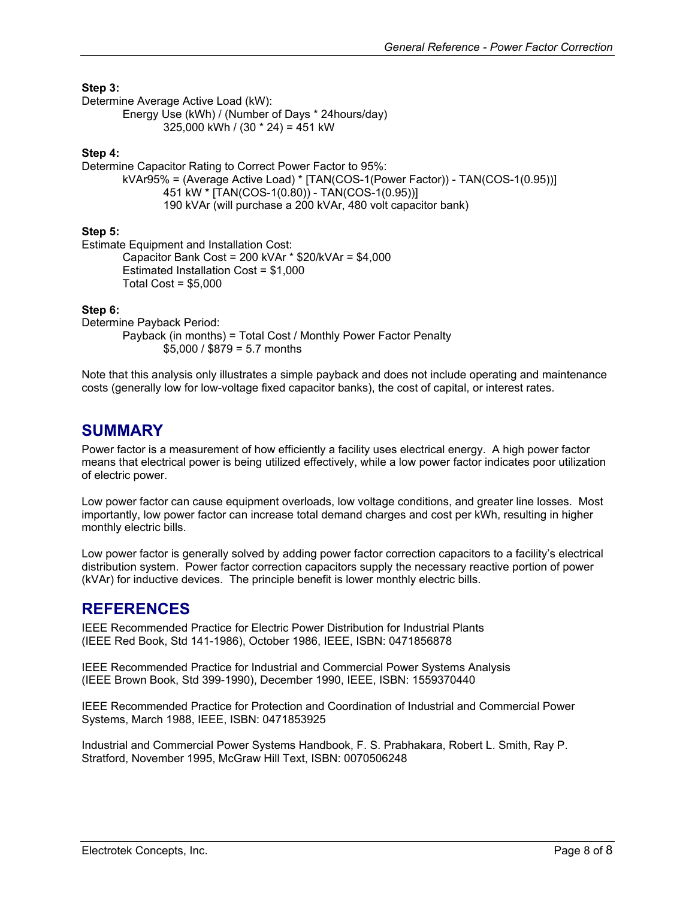**Step 3:**

Determine Average Active Load (kW):

Energy Use (kWh) / (Number of Days * 24hours/day)

325,000 kWh / (30 * 24) = 451 kW

**Step 4:**

Determine Capacitor Rating to Correct Power Factor to 95%:

kVAr95% = (Average Active Load) * [TAN(COS-1(Power Factor)) - TAN(COS-1(0.95))]

451 kW * [TAN(COS-1(0.80)) - TAN(COS-1(0.95))]

190 kVAr (will purchase a 200 kVAr, 480 volt capacitor bank)

**Step 5:**

Estimate Equipment and Installation Cost:

Capacitor Bank Cost = 200 kVAr * $20/kVAr = $4,000

Estimated Installation Cost = $1,000

Total Cost = $5,000

**Step 6:**

Determine Payback Period:

Payback (in months) = Total Cost / Monthly Power Factor Penalty

$5,000 / $879 = 5.7 months

Note that this analysis only illustrates a simple payback and does not include operating and maintenance costs (generally low for low-voltage fixed capacitor banks), the cost of capital, or interest rates.

## SUMMARY

Power factor is a measurement of how efficiently a facility uses electrical energy. A high power factor means that electrical power is being utilized effectively, while a low power factor indicates poor utilization of electric power.

Low power factor can cause equipment overloads, low voltage conditions, and greater line losses. Most importantly, low power factor can increase total demand charges and cost per kWh, resulting in higher monthly electric bills.

Low power factor is generally solved by adding power factor correction capacitors to a facility's electrical distribution system. Power factor correction capacitors supply the necessary reactive portion of power (kVAr) for inductive devices. The principle benefit is lower monthly electric bills.

## REFERENCES

IEEE Recommended Practice for Electric Power Distribution for Industrial Plants (IEEE Red Book, Std 141-1986), October 1986, IEEE, ISBN: 0471856878

IEEE Recommended Practice for Industrial and Commercial Power Systems Analysis (IEEE Brown Book, Std 399-1990), December 1990, IEEE, ISBN: 1559370440

IEEE Recommended Practice for Protection and Coordination of Industrial and Commercial Power Systems, March 1988, IEEE, ISBN: 0471853925

Industrial and Commercial Power Systems Handbook, F. S. Prabhakara, Robert L. Smith, Ray P. Stratford, November 1995, McGraw Hill Text, ISBN: 0070506248